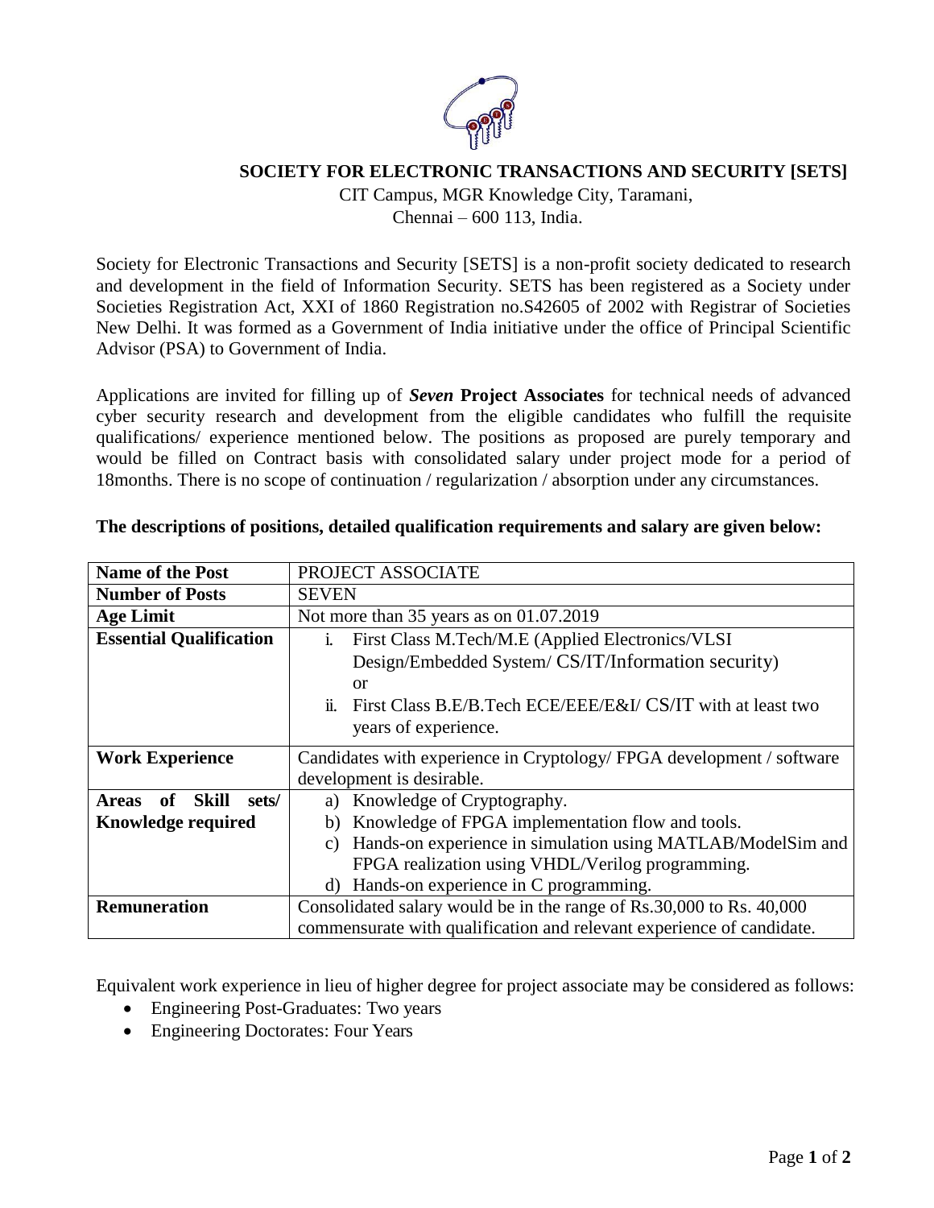## SOCIETY FOR ELECTRONIC TRANSACTIONS AND SECURITY [SETS]

CIT Campus, MGR Knowledge City, Taramani,
Chennai – 600 113, India.

Society for Electronic Transactions and Security [SETS] is a non-profit society dedicated to research and development in the field of Information Security. SETS has been registered as a Society under Societies Registration Act, XXI of 1860 Registration no.S42605 of 2002 with Registrar of Societies New Delhi. It was formed as a Government of India initiative under the office of Principal Scientific Advisor (PSA) to Government of India.

Applications are invited for filling up of ***Seven* Project Associates** for technical needs of advanced cyber security research and development from the eligible candidates who fulfill the requisite qualifications/ experience mentioned below. The positions as proposed are purely temporary and would be filled on Contract basis with consolidated salary under project mode for a period of 18months. There is no scope of continuation / regularization / absorption under any circumstances.

**The descriptions of positions, detailed qualification requirements and salary are given below:**

| **Name of the Post** | PROJECT ASSOCIATE |
|---|---|
| **Number of Posts** | SEVEN |
| **Age Limit** | Not more than 35 years as on 01.07.2019 |
| **Essential Qualification** | i. First Class M.Tech/M.E (Applied Electronics/VLSI Design/Embedded System/ CS/IT/Information security) <br> or <br> ii. First Class B.E/B.Tech ECE/EEE/E&I/ CS/IT with at least two years of experience. |
| **Work Experience** | Candidates with experience in Cryptology/ FPGA development / software development is desirable. |
| **Areas of Skill sets/ Knowledge required** | a) Knowledge of Cryptography. <br> b) Knowledge of FPGA implementation flow and tools. <br> c) Hands-on experience in simulation using MATLAB/ModelSim and FPGA realization using VHDL/Verilog programming. <br> d) Hands-on experience in C programming. |
| **Remuneration** | Consolidated salary would be in the range of Rs.30,000 to Rs. 40,000 commensurate with qualification and relevant experience of candidate. |

Equivalent work experience in lieu of higher degree for project associate may be considered as follows:

- Engineering Post-Graduates: Two years
- Engineering Doctorates: Four Years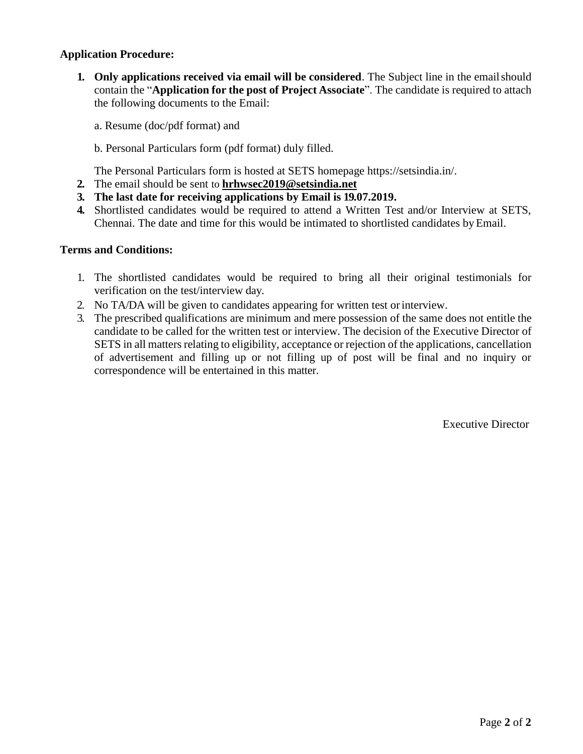**Application Procedure:**

1. **Only applications received via email will be considered**. The Subject line in the email should contain the "**Application for the post of Project Associate**". The candidate is required to attach the following documents to the Email:

   a. Resume (doc/pdf format) and

   b. Personal Particulars form (pdf format) duly filled.

   The Personal Particulars form is hosted at SETS homepage https://setsindia.in/.
2. The email should be sent to **hrhwsec2019@setsindia.net**
3. **The last date for receiving applications by Email is 19.07.2019.**
4. Shortlisted candidates would be required to attend a Written Test and/or Interview at SETS, Chennai. The date and time for this would be intimated to shortlisted candidates by Email.

**Terms and Conditions:**

1. The shortlisted candidates would be required to bring all their original testimonials for verification on the test/interview day.
2. No TA/DA will be given to candidates appearing for written test or interview.
3. The prescribed qualifications are minimum and mere possession of the same does not entitle the candidate to be called for the written test or interview. The decision of the Executive Director of SETS in all matters relating to eligibility, acceptance or rejection of the applications, cancellation of advertisement and filling up or not filling up of post will be final and no inquiry or correspondence will be entertained in this matter.

Executive Director